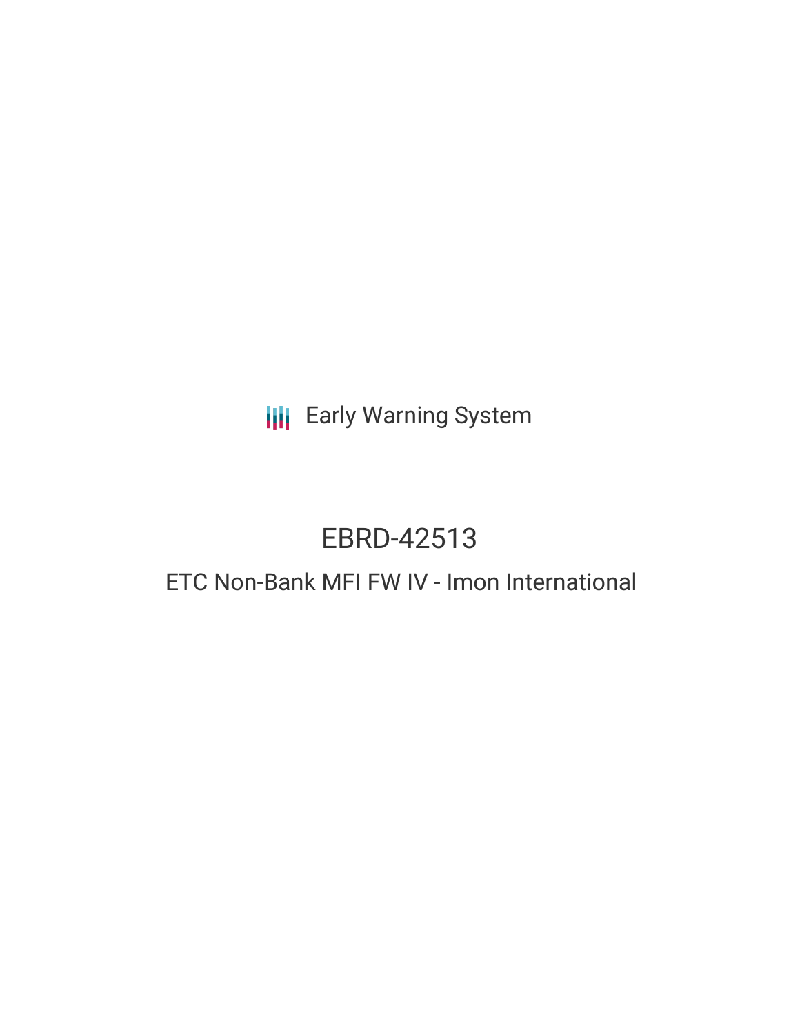Early Warning System

# EBRD-42513

## ETC Non-Bank MFI FW IV - Imon International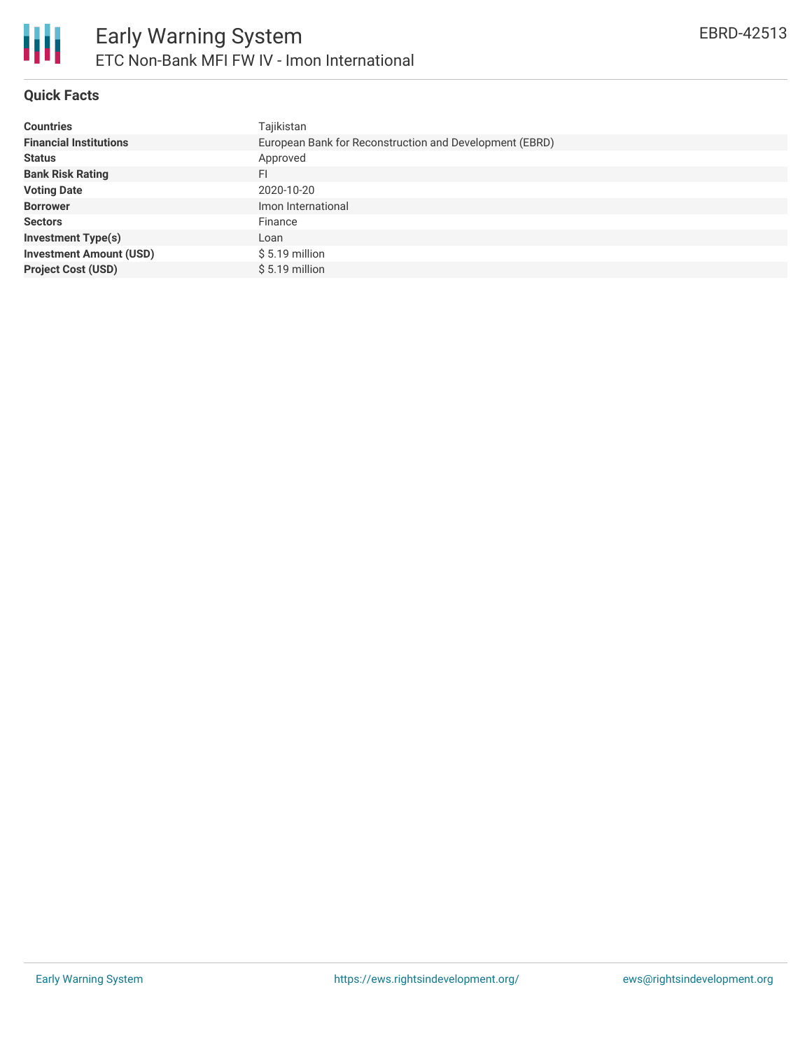# Early Warning System

## ETC Non-Bank MFI FW IV - Imon International

EBRD-42513

### Quick Facts

| | |
|---|---|
| **Countries** | Tajikistan |
| **Financial Institutions** | European Bank for Reconstruction and Development (EBRD) |
| **Status** | Approved |
| **Bank Risk Rating** | FI |
| **Voting Date** | 2020-10-20 |
| **Borrower** | Imon International |
| **Sectors** | Finance |
| **Investment Type(s)** | Loan |
| **Investment Amount (USD)** | $ 5.19 million |
| **Project Cost (USD)** | $ 5.19 million |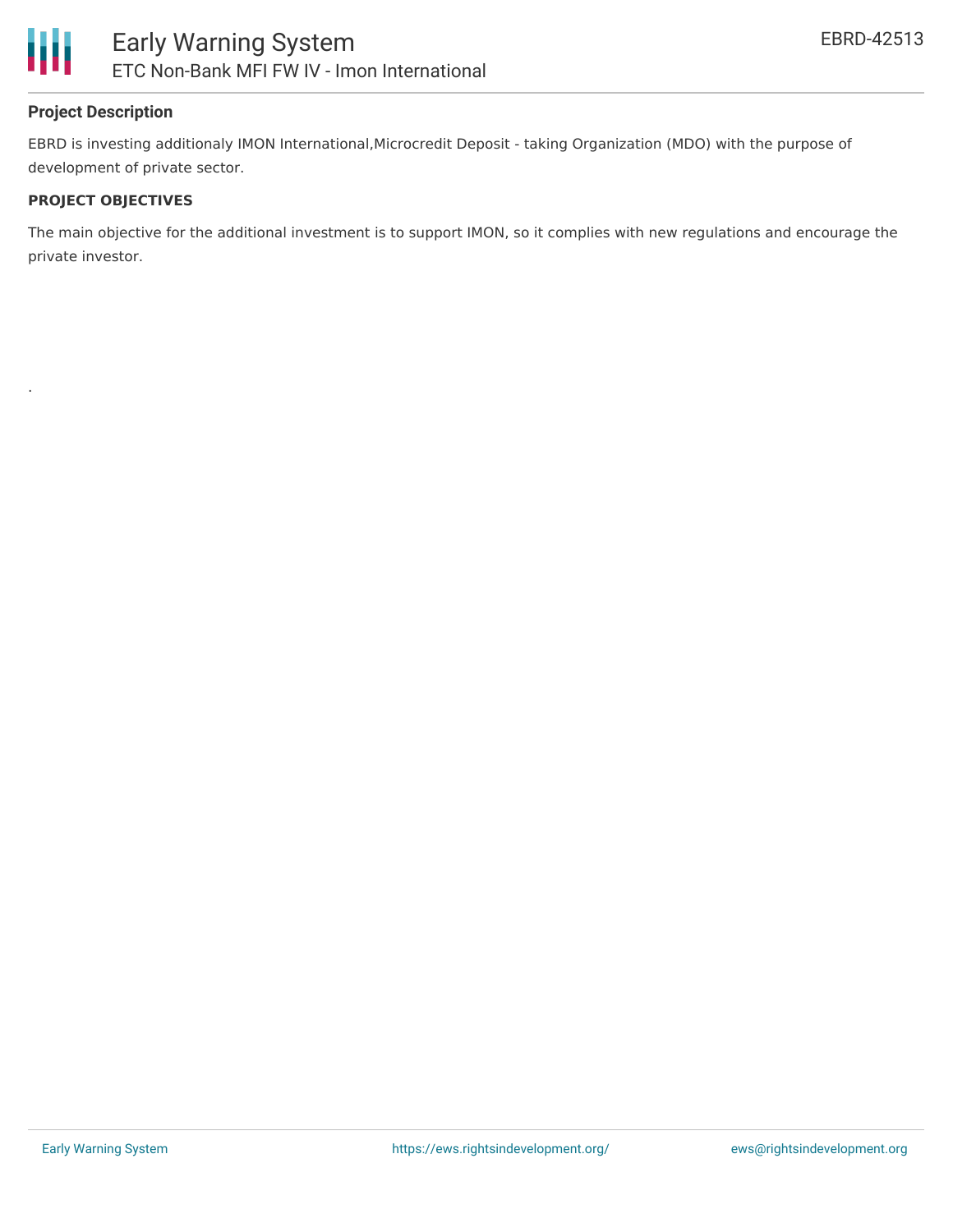## Project Description

EBRD is investing additionaly IMON International,Microcredit Deposit - taking Organization (MDO) with the purpose of development of private sector.

### PROJECT OBJECTIVES

The main objective for the additional investment is to support IMON, so it complies with new regulations and encourage the private investor.

.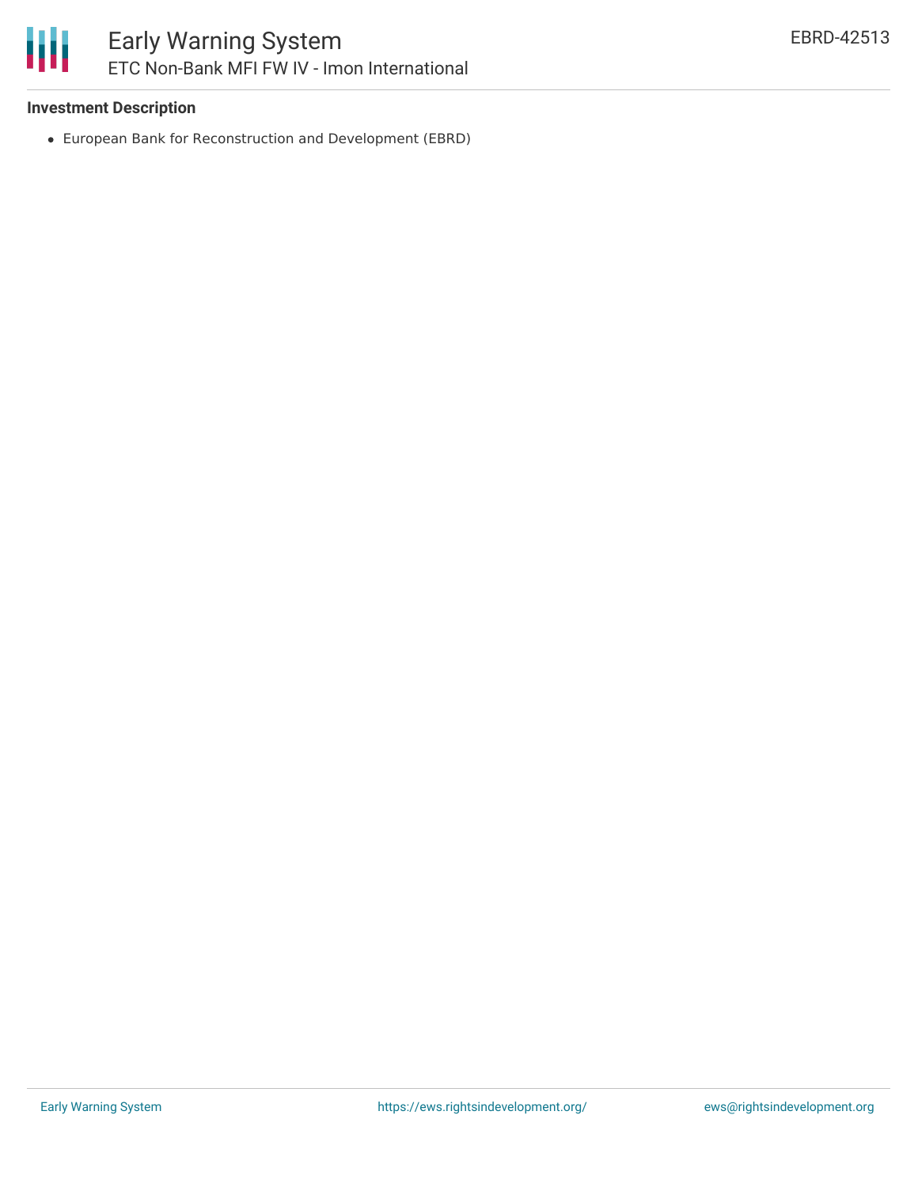### Investment Description

- European Bank for Reconstruction and Development (EBRD)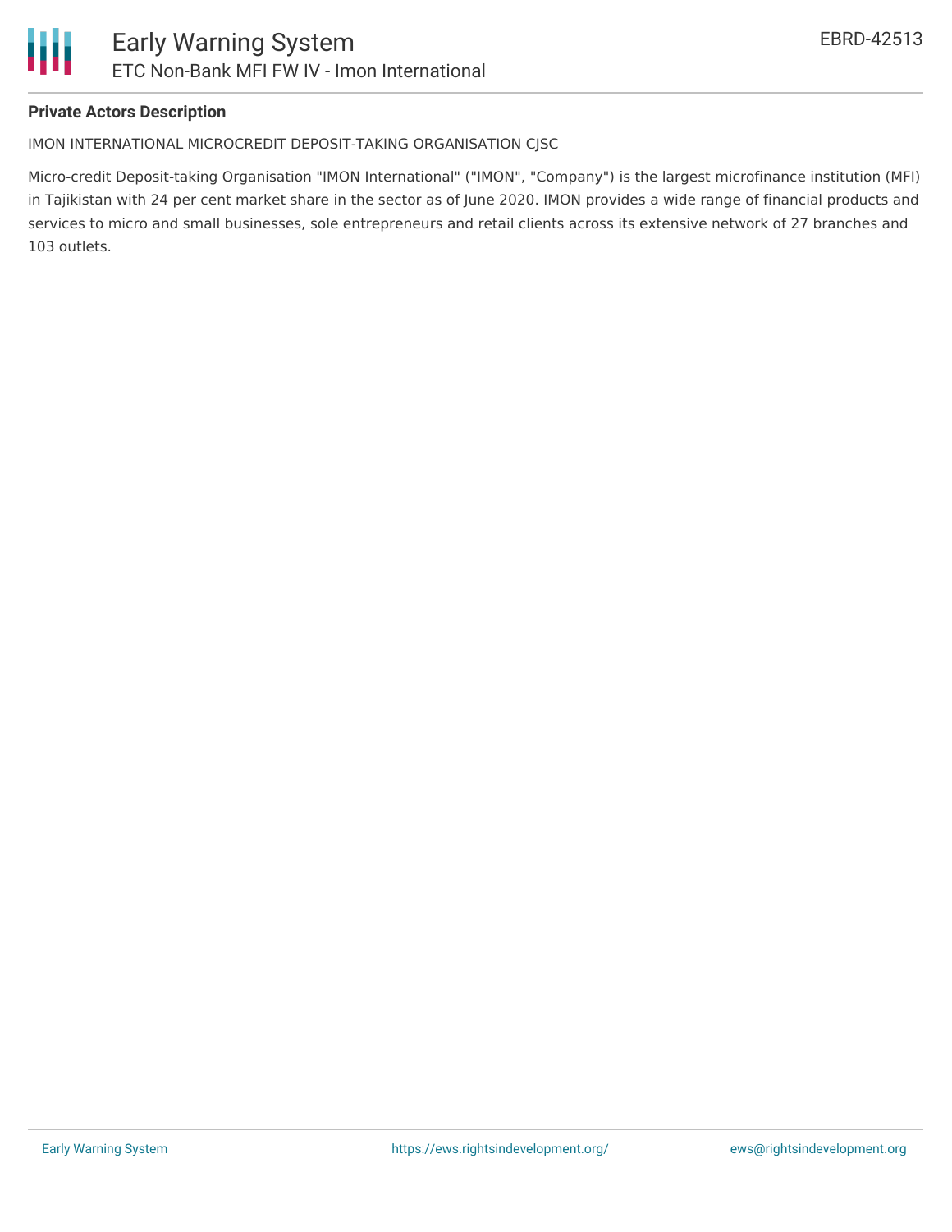### Private Actors Description

IMON INTERNATIONAL MICROCREDIT DEPOSIT-TAKING ORGANISATION CJSC

Micro-credit Deposit-taking Organisation "IMON International" ("IMON", "Company") is the largest microfinance institution (MFI) in Tajikistan with 24 per cent market share in the sector as of June 2020. IMON provides a wide range of financial products and services to micro and small businesses, sole entrepreneurs and retail clients across its extensive network of 27 branches and 103 outlets.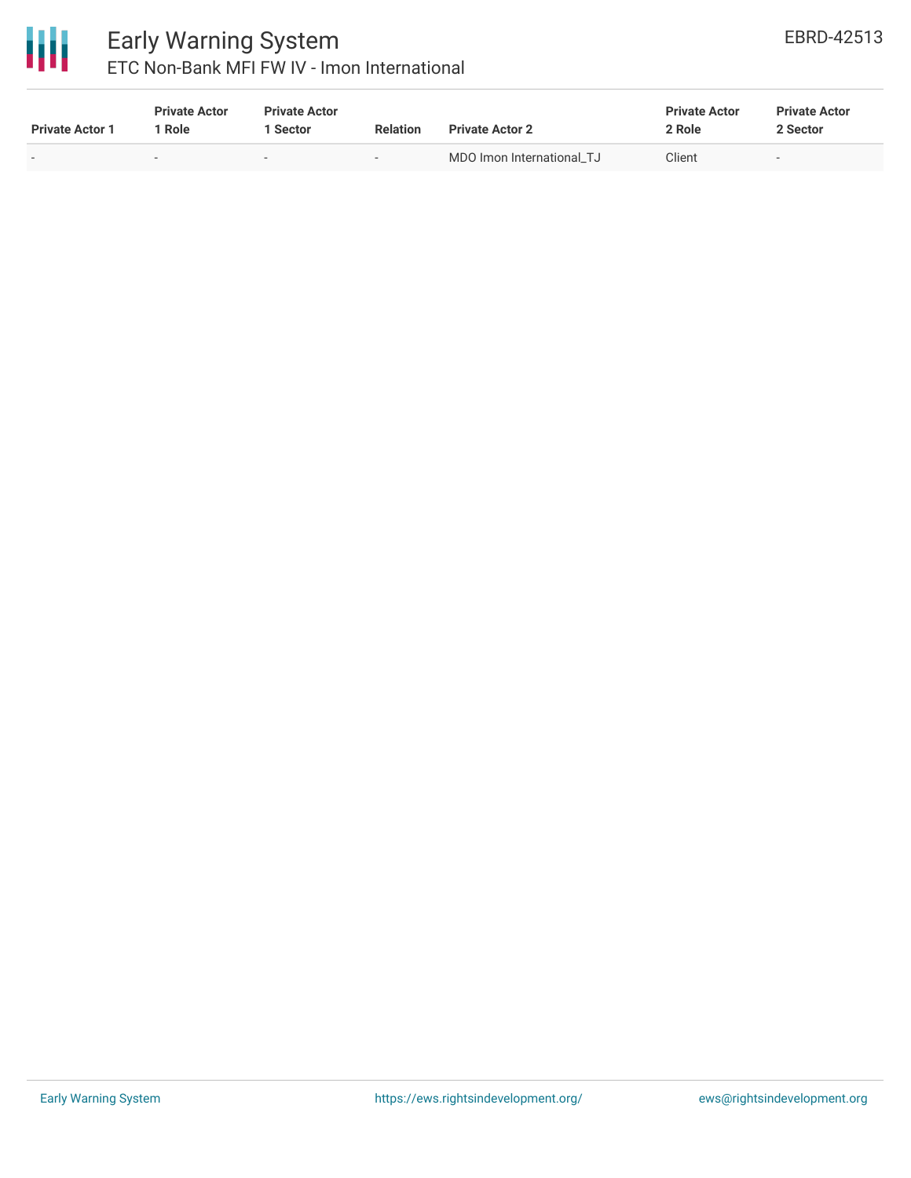| Private Actor 1 | Private Actor 1 Role | Private Actor 1 Sector | Relation | Private Actor 2 | Private Actor 2 Role | Private Actor 2 Sector |
|---|---|---|---|---|---|---|
| - | - | - | - | MDO Imon International_TJ | Client | - |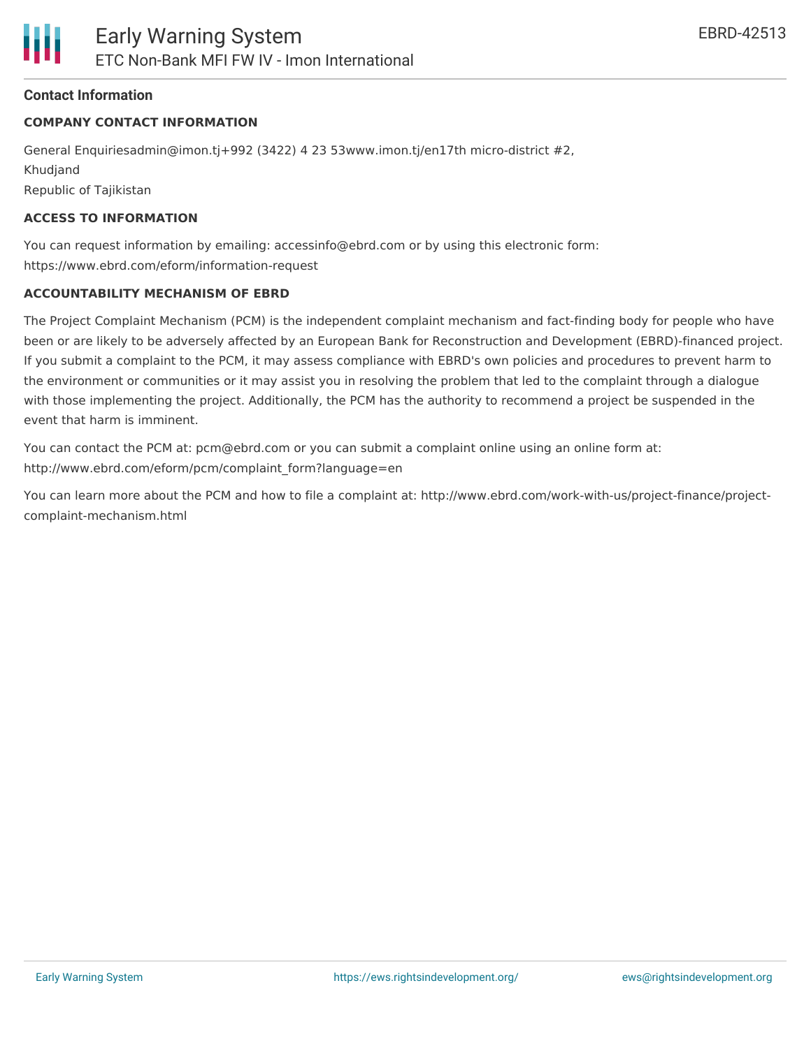## Contact Information

### COMPANY CONTACT INFORMATION

General Enquiriesadmin@imon.tj+992 (3422) 4 23 53www.imon.tj/en17th micro-district #2,
Khudjand
Republic of Tajikistan

### ACCESS TO INFORMATION

You can request information by emailing: accessinfo@ebrd.com or by using this electronic form:
https://www.ebrd.com/eform/information-request

### ACCOUNTABILITY MECHANISM OF EBRD

The Project Complaint Mechanism (PCM) is the independent complaint mechanism and fact-finding body for people who have been or are likely to be adversely affected by an European Bank for Reconstruction and Development (EBRD)-financed project. If you submit a complaint to the PCM, it may assess compliance with EBRD's own policies and procedures to prevent harm to the environment or communities or it may assist you in resolving the problem that led to the complaint through a dialogue with those implementing the project. Additionally, the PCM has the authority to recommend a project be suspended in the event that harm is imminent.

You can contact the PCM at: pcm@ebrd.com or you can submit a complaint online using an online form at: http://www.ebrd.com/eform/pcm/complaint_form?language=en

You can learn more about the PCM and how to file a complaint at: http://www.ebrd.com/work-with-us/project-finance/project-complaint-mechanism.html